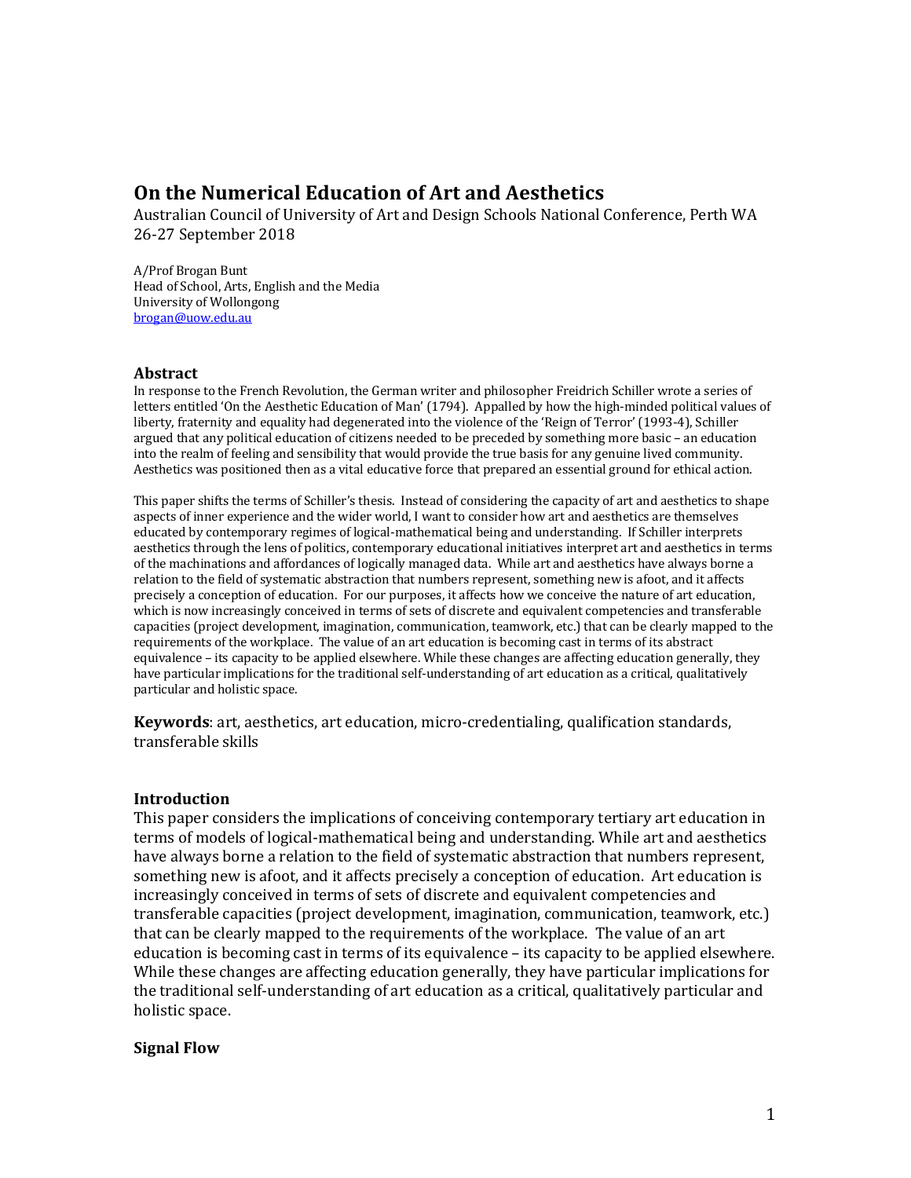# On the Numerical Education of Art and Aesthetics

Australian Council of University of Art and Design Schools National Conference, Perth WA 26-27 September 2018

A/Prof Brogan Bunt
Head of School, Arts, English and the Media
University of Wollongong
brogan@uow.edu.au

## Abstract

In response to the French Revolution, the German writer and philosopher Freidrich Schiller wrote a series of letters entitled 'On the Aesthetic Education of Man' (1794). Appalled by how the high-minded political values of liberty, fraternity and equality had degenerated into the violence of the 'Reign of Terror' (1993-4), Schiller argued that any political education of citizens needed to be preceded by something more basic – an education into the realm of feeling and sensibility that would provide the true basis for any genuine lived community. Aesthetics was positioned then as a vital educative force that prepared an essential ground for ethical action.

This paper shifts the terms of Schiller's thesis. Instead of considering the capacity of art and aesthetics to shape aspects of inner experience and the wider world, I want to consider how art and aesthetics are themselves educated by contemporary regimes of logical-mathematical being and understanding. If Schiller interprets aesthetics through the lens of politics, contemporary educational initiatives interpret art and aesthetics in terms of the machinations and affordances of logically managed data. While art and aesthetics have always borne a relation to the field of systematic abstraction that numbers represent, something new is afoot, and it affects precisely a conception of education. For our purposes, it affects how we conceive the nature of art education, which is now increasingly conceived in terms of sets of discrete and equivalent competencies and transferable capacities (project development, imagination, communication, teamwork, etc.) that can be clearly mapped to the requirements of the workplace. The value of an art education is becoming cast in terms of its abstract equivalence – its capacity to be applied elsewhere. While these changes are affecting education generally, they have particular implications for the traditional self-understanding of art education as a critical, qualitatively particular and holistic space.

**Keywords**: art, aesthetics, art education, micro-credentialing, qualification standards, transferable skills

## Introduction

This paper considers the implications of conceiving contemporary tertiary art education in terms of models of logical-mathematical being and understanding. While art and aesthetics have always borne a relation to the field of systematic abstraction that numbers represent, something new is afoot, and it affects precisely a conception of education. Art education is increasingly conceived in terms of sets of discrete and equivalent competencies and transferable capacities (project development, imagination, communication, teamwork, etc.) that can be clearly mapped to the requirements of the workplace. The value of an art education is becoming cast in terms of its equivalence – its capacity to be applied elsewhere. While these changes are affecting education generally, they have particular implications for the traditional self-understanding of art education as a critical, qualitatively particular and holistic space.

## Signal Flow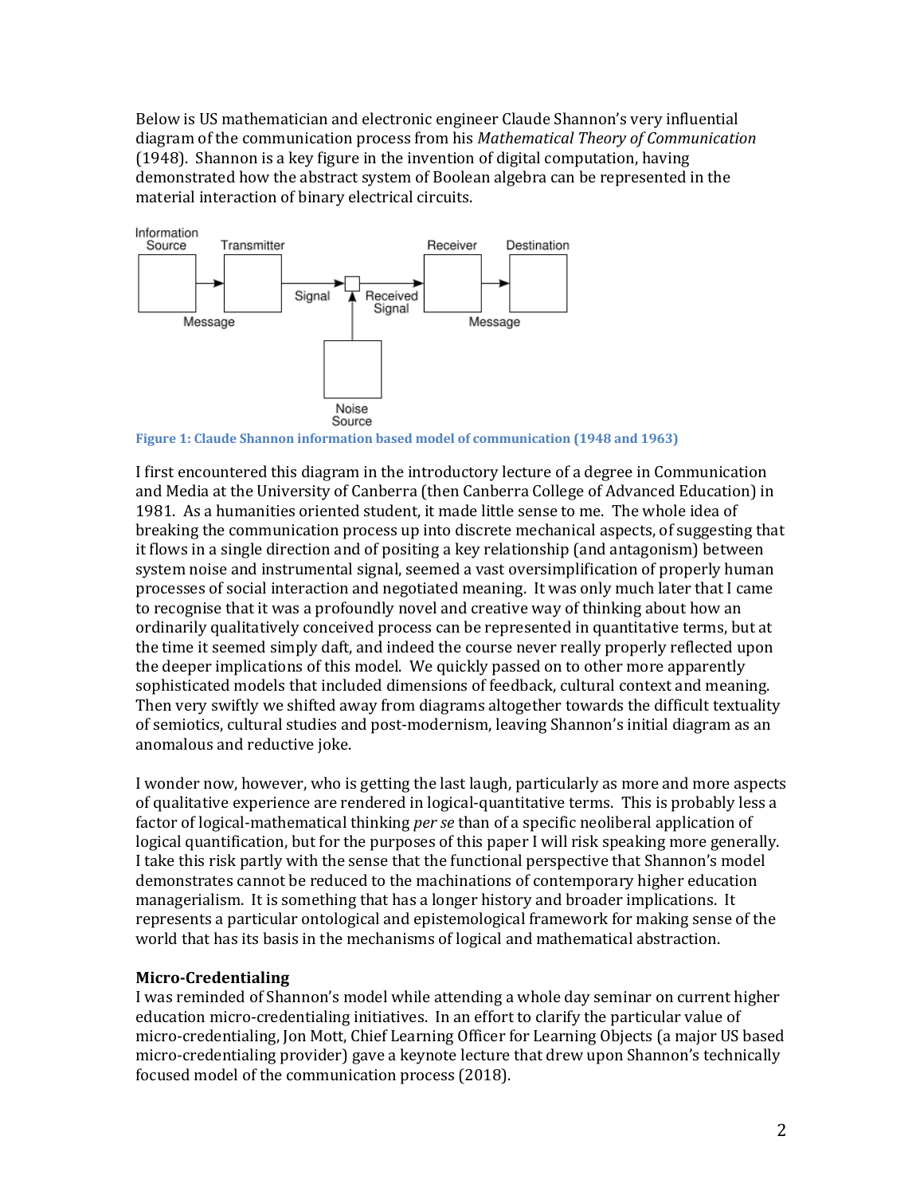Below is US mathematician and electronic engineer Claude Shannon's very influential diagram of the communication process from his *Mathematical Theory of Communication* (1948). Shannon is a key figure in the invention of digital computation, having demonstrated how the abstract system of Boolean algebra can be represented in the material interaction of binary electrical circuits.

Information Source → Transmitter → Signal → Received Signal → Receiver → Destination

Message | Noise Source | Message

**Figure 1: Claude Shannon information based model of communication (1948 and 1963)**

I first encountered this diagram in the introductory lecture of a degree in Communication and Media at the University of Canberra (then Canberra College of Advanced Education) in 1981. As a humanities oriented student, it made little sense to me. The whole idea of breaking the communication process up into discrete mechanical aspects, of suggesting that it flows in a single direction and of positing a key relationship (and antagonism) between system noise and instrumental signal, seemed a vast oversimplification of properly human processes of social interaction and negotiated meaning. It was only much later that I came to recognise that it was a profoundly novel and creative way of thinking about how an ordinarily qualitatively conceived process can be represented in quantitative terms, but at the time it seemed simply daft, and indeed the course never really properly reflected upon the deeper implications of this model. We quickly passed on to other more apparently sophisticated models that included dimensions of feedback, cultural context and meaning. Then very swiftly we shifted away from diagrams altogether towards the difficult textuality of semiotics, cultural studies and post-modernism, leaving Shannon's initial diagram as an anomalous and reductive joke.

I wonder now, however, who is getting the last laugh, particularly as more and more aspects of qualitative experience are rendered in logical-quantitative terms. This is probably less a factor of logical-mathematical thinking *per se* than of a specific neoliberal application of logical quantification, but for the purposes of this paper I will risk speaking more generally. I take this risk partly with the sense that the functional perspective that Shannon's model demonstrates cannot be reduced to the machinations of contemporary higher education managerialism. It is something that has a longer history and broader implications. It represents a particular ontological and epistemological framework for making sense of the world that has its basis in the mechanisms of logical and mathematical abstraction.

**Micro-Credentialing**

I was reminded of Shannon's model while attending a whole day seminar on current higher education micro-credentialing initiatives. In an effort to clarify the particular value of micro-credentialing, Jon Mott, Chief Learning Officer for Learning Objects (a major US based micro-credentialing provider) gave a keynote lecture that drew upon Shannon's technically focused model of the communication process (2018).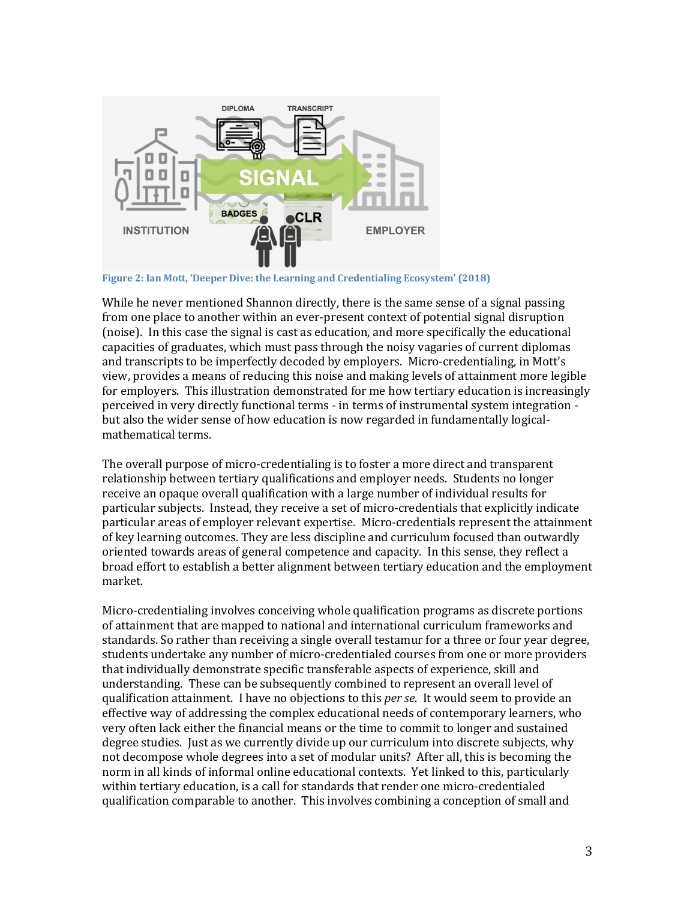Figure 2: Ian Mott, 'Deeper Dive: the Learning and Credentialing Ecosystem' (2018)

While he never mentioned Shannon directly, there is the same sense of a signal passing from one place to another within an ever-present context of potential signal disruption (noise). In this case the signal is cast as education, and more specifically the educational capacities of graduates, which must pass through the noisy vagaries of current diplomas and transcripts to be imperfectly decoded by employers. Micro-credentialing, in Mott's view, provides a means of reducing this noise and making levels of attainment more legible for employers. This illustration demonstrated for me how tertiary education is increasingly perceived in very directly functional terms - in terms of instrumental system integration - but also the wider sense of how education is now regarded in fundamentally logical-mathematical terms.

The overall purpose of micro-credentialing is to foster a more direct and transparent relationship between tertiary qualifications and employer needs. Students no longer receive an opaque overall qualification with a large number of individual results for particular subjects. Instead, they receive a set of micro-credentials that explicitly indicate particular areas of employer relevant expertise. Micro-credentials represent the attainment of key learning outcomes. They are less discipline and curriculum focused than outwardly oriented towards areas of general competence and capacity. In this sense, they reflect a broad effort to establish a better alignment between tertiary education and the employment market.

Micro-credentialing involves conceiving whole qualification programs as discrete portions of attainment that are mapped to national and international curriculum frameworks and standards. So rather than receiving a single overall testamur for a three or four year degree, students undertake any number of micro-credentialed courses from one or more providers that individually demonstrate specific transferable aspects of experience, skill and understanding. These can be subsequently combined to represent an overall level of qualification attainment. I have no objections to this *per se*. It would seem to provide an effective way of addressing the complex educational needs of contemporary learners, who very often lack either the financial means or the time to commit to longer and sustained degree studies. Just as we currently divide up our curriculum into discrete subjects, why not decompose whole degrees into a set of modular units? After all, this is becoming the norm in all kinds of informal online educational contexts. Yet linked to this, particularly within tertiary education, is a call for standards that render one micro-credentialed qualification comparable to another. This involves combining a conception of small and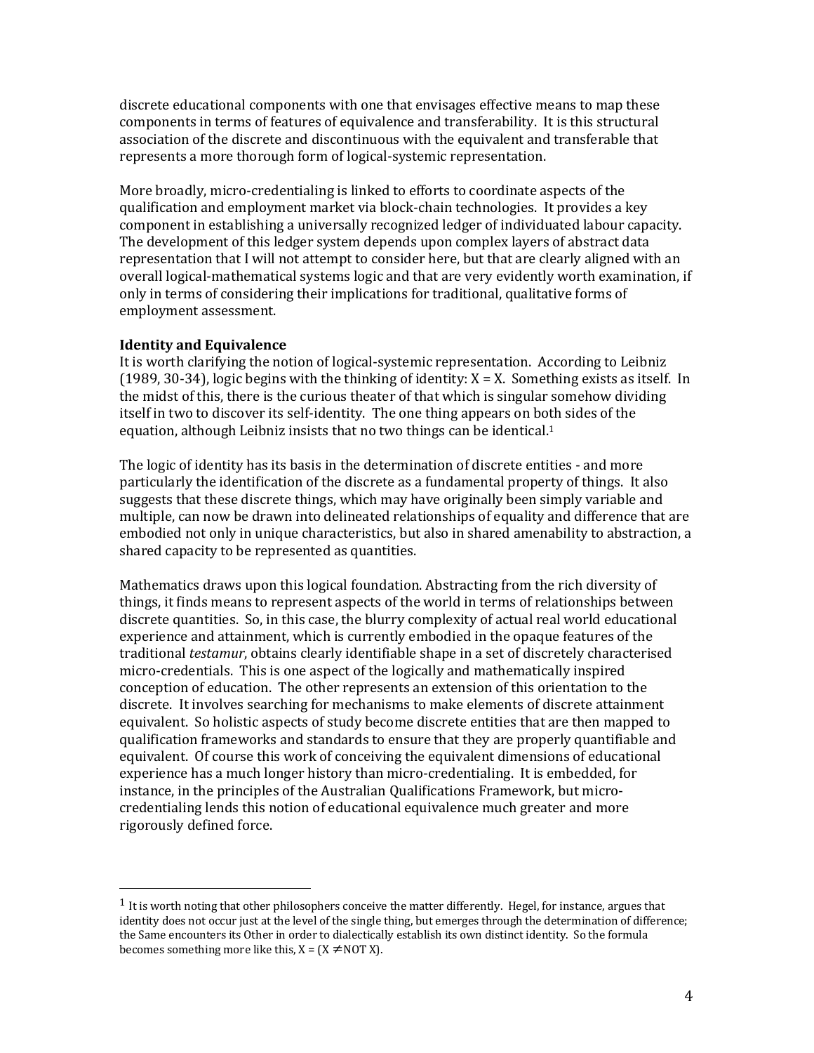discrete educational components with one that envisages effective means to map these components in terms of features of equivalence and transferability. It is this structural association of the discrete and discontinuous with the equivalent and transferable that represents a more thorough form of logical-systemic representation.

More broadly, micro-credentialing is linked to efforts to coordinate aspects of the qualification and employment market via block-chain technologies. It provides a key component in establishing a universally recognized ledger of individuated labour capacity. The development of this ledger system depends upon complex layers of abstract data representation that I will not attempt to consider here, but that are clearly aligned with an overall logical-mathematical systems logic and that are very evidently worth examination, if only in terms of considering their implications for traditional, qualitative forms of employment assessment.

**Identity and Equivalence**

It is worth clarifying the notion of logical-systemic representation. According to Leibniz (1989, 30-34), logic begins with the thinking of identity: $X = X$. Something exists as itself. In the midst of this, there is the curious theater of that which is singular somehow dividing itself in two to discover its self-identity. The one thing appears on both sides of the equation, although Leibniz insists that no two things can be identical.[1]

The logic of identity has its basis in the determination of discrete entities - and more particularly the identification of the discrete as a fundamental property of things. It also suggests that these discrete things, which may have originally been simply variable and multiple, can now be drawn into delineated relationships of equality and difference that are embodied not only in unique characteristics, but also in shared amenability to abstraction, a shared capacity to be represented as quantities.

Mathematics draws upon this logical foundation. Abstracting from the rich diversity of things, it finds means to represent aspects of the world in terms of relationships between discrete quantities. So, in this case, the blurry complexity of actual real world educational experience and attainment, which is currently embodied in the opaque features of the traditional *testamur*, obtains clearly identifiable shape in a set of discretely characterised micro-credentials. This is one aspect of the logically and mathematically inspired conception of education. The other represents an extension of this orientation to the discrete. It involves searching for mechanisms to make elements of discrete attainment equivalent. So holistic aspects of study become discrete entities that are then mapped to qualification frameworks and standards to ensure that they are properly quantifiable and equivalent. Of course this work of conceiving the equivalent dimensions of educational experience has a much longer history than micro-credentialing. It is embedded, for instance, in the principles of the Australian Qualifications Framework, but micro-credentialing lends this notion of educational equivalence much greater and more rigorously defined force.

---

[1] It is worth noting that other philosophers conceive the matter differently. Hegel, for instance, argues that identity does not occur just at the level of the single thing, but emerges through the determination of difference; the Same encounters its Other in order to dialectically establish its own distinct identity. So the formula becomes something more like this, $X = (X \neq \text{NOT } X)$.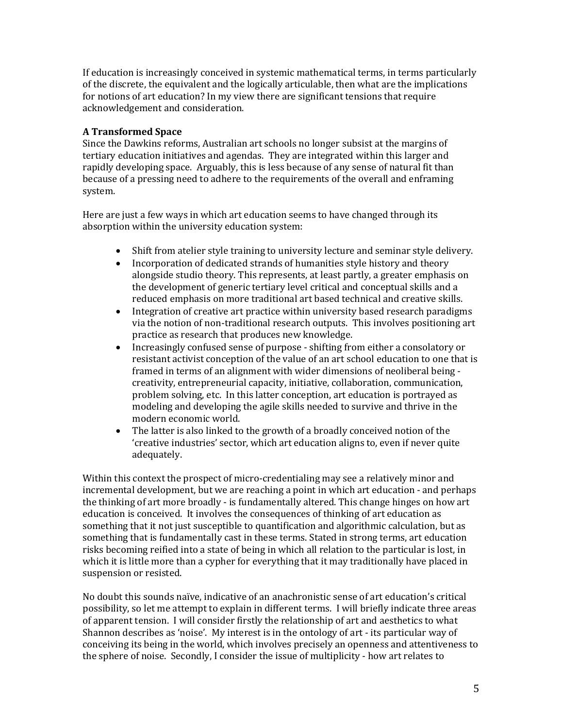If education is increasingly conceived in systemic mathematical terms, in terms particularly of the discrete, the equivalent and the logically articulable, then what are the implications for notions of art education? In my view there are significant tensions that require acknowledgement and consideration.

**A Transformed Space**

Since the Dawkins reforms, Australian art schools no longer subsist at the margins of tertiary education initiatives and agendas. They are integrated within this larger and rapidly developing space. Arguably, this is less because of any sense of natural fit than because of a pressing need to adhere to the requirements of the overall and enframing system.

Here are just a few ways in which art education seems to have changed through its absorption within the university education system:

- Shift from atelier style training to university lecture and seminar style delivery.
- Incorporation of dedicated strands of humanities style history and theory alongside studio theory. This represents, at least partly, a greater emphasis on the development of generic tertiary level critical and conceptual skills and a reduced emphasis on more traditional art based technical and creative skills.
- Integration of creative art practice within university based research paradigms via the notion of non-traditional research outputs. This involves positioning art practice as research that produces new knowledge.
- Increasingly confused sense of purpose - shifting from either a consolatory or resistant activist conception of the value of an art school education to one that is framed in terms of an alignment with wider dimensions of neoliberal being - creativity, entrepreneurial capacity, initiative, collaboration, communication, problem solving, etc. In this latter conception, art education is portrayed as modeling and developing the agile skills needed to survive and thrive in the modern economic world.
- The latter is also linked to the growth of a broadly conceived notion of the 'creative industries' sector, which art education aligns to, even if never quite adequately.

Within this context the prospect of micro-credentialing may see a relatively minor and incremental development, but we are reaching a point in which art education - and perhaps the thinking of art more broadly - is fundamentally altered. This change hinges on how art education is conceived. It involves the consequences of thinking of art education as something that it not just susceptible to quantification and algorithmic calculation, but as something that is fundamentally cast in these terms. Stated in strong terms, art education risks becoming reified into a state of being in which all relation to the particular is lost, in which it is little more than a cypher for everything that it may traditionally have placed in suspension or resisted.

No doubt this sounds naïve, indicative of an anachronistic sense of art education's critical possibility, so let me attempt to explain in different terms. I will briefly indicate three areas of apparent tension. I will consider firstly the relationship of art and aesthetics to what Shannon describes as 'noise'. My interest is in the ontology of art - its particular way of conceiving its being in the world, which involves precisely an openness and attentiveness to the sphere of noise. Secondly, I consider the issue of multiplicity - how art relates to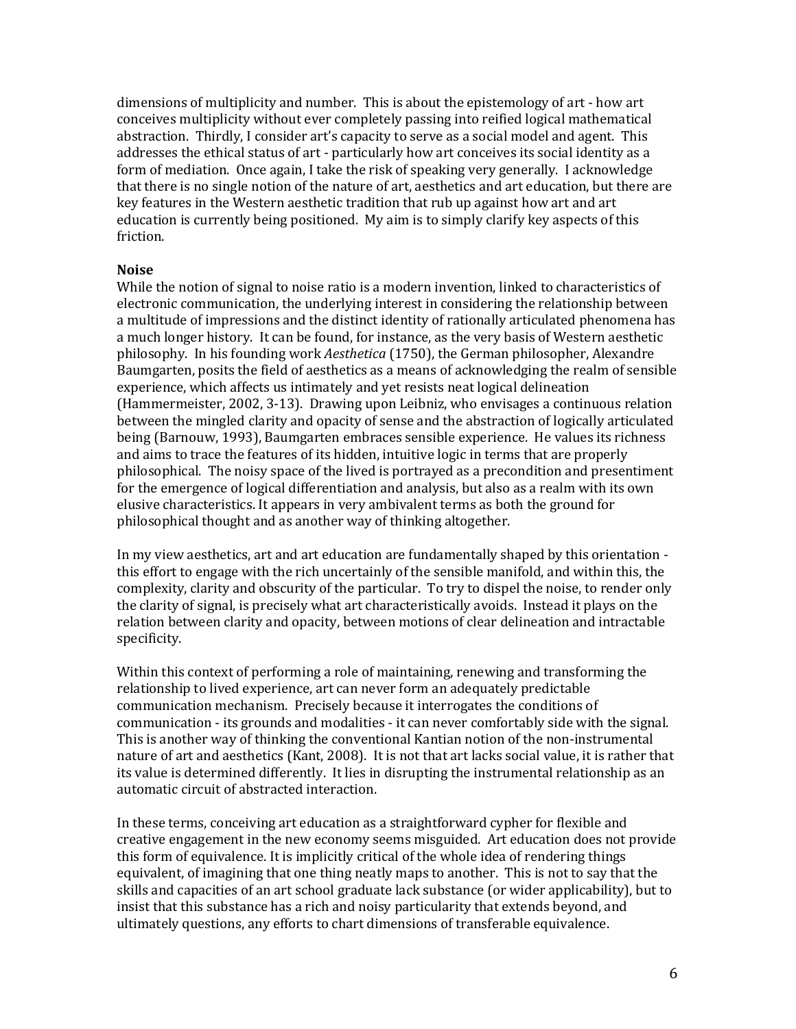dimensions of multiplicity and number. This is about the epistemology of art - how art conceives multiplicity without ever completely passing into reified logical mathematical abstraction. Thirdly, I consider art's capacity to serve as a social model and agent. This addresses the ethical status of art - particularly how art conceives its social identity as a form of mediation. Once again, I take the risk of speaking very generally. I acknowledge that there is no single notion of the nature of art, aesthetics and art education, but there are key features in the Western aesthetic tradition that rub up against how art and art education is currently being positioned. My aim is to simply clarify key aspects of this friction.

**Noise**

While the notion of signal to noise ratio is a modern invention, linked to characteristics of electronic communication, the underlying interest in considering the relationship between a multitude of impressions and the distinct identity of rationally articulated phenomena has a much longer history. It can be found, for instance, as the very basis of Western aesthetic philosophy. In his founding work *Aesthetica* (1750), the German philosopher, Alexandre Baumgarten, posits the field of aesthetics as a means of acknowledging the realm of sensible experience, which affects us intimately and yet resists neat logical delineation (Hammermeister, 2002, 3-13). Drawing upon Leibniz, who envisages a continuous relation between the mingled clarity and opacity of sense and the abstraction of logically articulated being (Barnouw, 1993), Baumgarten embraces sensible experience. He values its richness and aims to trace the features of its hidden, intuitive logic in terms that are properly philosophical. The noisy space of the lived is portrayed as a precondition and presentiment for the emergence of logical differentiation and analysis, but also as a realm with its own elusive characteristics. It appears in very ambivalent terms as both the ground for philosophical thought and as another way of thinking altogether.

In my view aesthetics, art and art education are fundamentally shaped by this orientation - this effort to engage with the rich uncertainly of the sensible manifold, and within this, the complexity, clarity and obscurity of the particular. To try to dispel the noise, to render only the clarity of signal, is precisely what art characteristically avoids. Instead it plays on the relation between clarity and opacity, between motions of clear delineation and intractable specificity.

Within this context of performing a role of maintaining, renewing and transforming the relationship to lived experience, art can never form an adequately predictable communication mechanism. Precisely because it interrogates the conditions of communication - its grounds and modalities - it can never comfortably side with the signal. This is another way of thinking the conventional Kantian notion of the non-instrumental nature of art and aesthetics (Kant, 2008). It is not that art lacks social value, it is rather that its value is determined differently. It lies in disrupting the instrumental relationship as an automatic circuit of abstracted interaction.

In these terms, conceiving art education as a straightforward cypher for flexible and creative engagement in the new economy seems misguided. Art education does not provide this form of equivalence. It is implicitly critical of the whole idea of rendering things equivalent, of imagining that one thing neatly maps to another. This is not to say that the skills and capacities of an art school graduate lack substance (or wider applicability), but to insist that this substance has a rich and noisy particularity that extends beyond, and ultimately questions, any efforts to chart dimensions of transferable equivalence.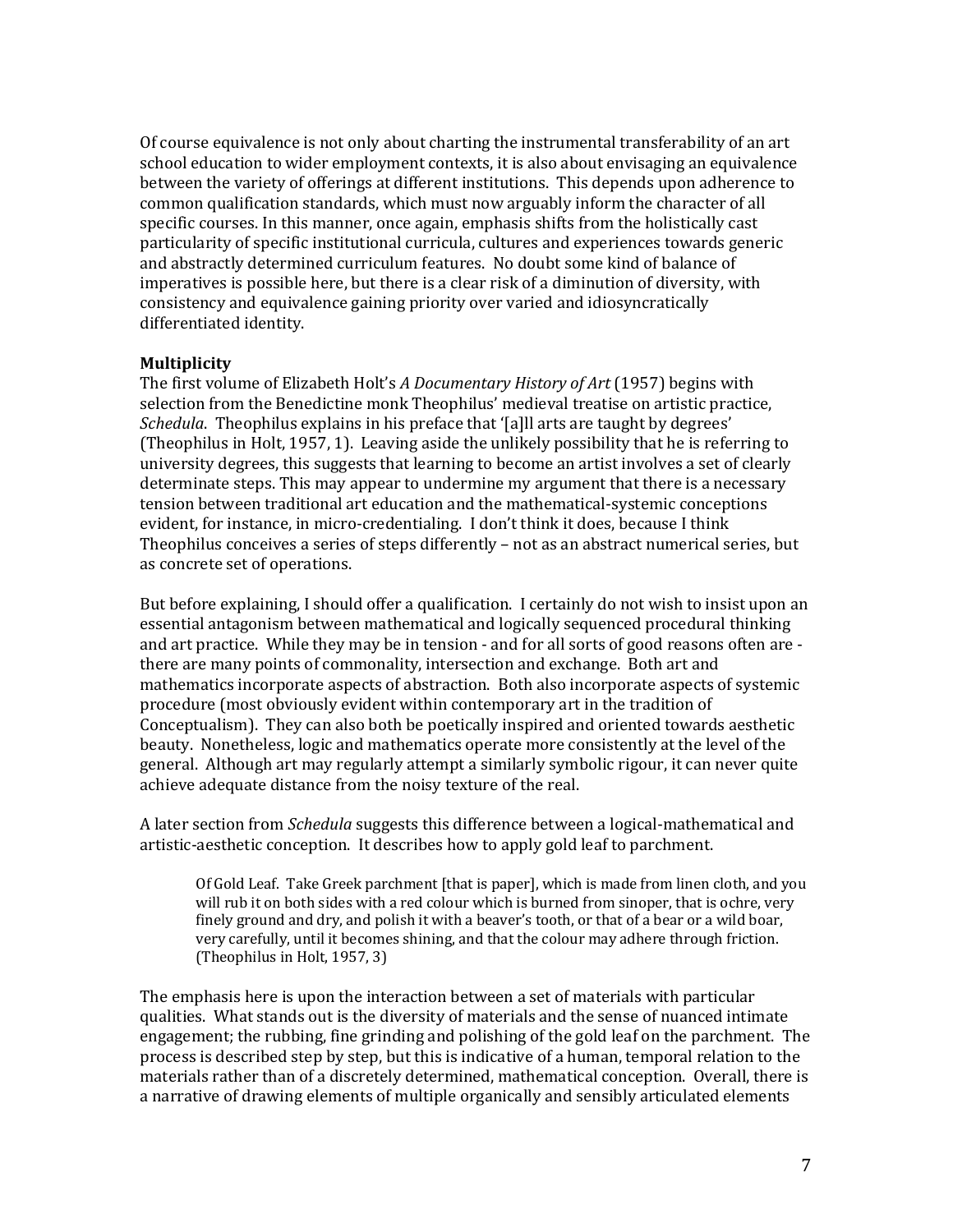Of course equivalence is not only about charting the instrumental transferability of an art school education to wider employment contexts, it is also about envisaging an equivalence between the variety of offerings at different institutions. This depends upon adherence to common qualification standards, which must now arguably inform the character of all specific courses. In this manner, once again, emphasis shifts from the holistically cast particularity of specific institutional curricula, cultures and experiences towards generic and abstractly determined curriculum features. No doubt some kind of balance of imperatives is possible here, but there is a clear risk of a diminution of diversity, with consistency and equivalence gaining priority over varied and idiosyncratically differentiated identity.

**Multiplicity**

The first volume of Elizabeth Holt's *A Documentary History of Art* (1957) begins with selection from the Benedictine monk Theophilus' medieval treatise on artistic practice, *Schedula*. Theophilus explains in his preface that '[a]ll arts are taught by degrees' (Theophilus in Holt, 1957, 1). Leaving aside the unlikely possibility that he is referring to university degrees, this suggests that learning to become an artist involves a set of clearly determinate steps. This may appear to undermine my argument that there is a necessary tension between traditional art education and the mathematical-systemic conceptions evident, for instance, in micro-credentialing. I don't think it does, because I think Theophilus conceives a series of steps differently – not as an abstract numerical series, but as concrete set of operations.

But before explaining, I should offer a qualification. I certainly do not wish to insist upon an essential antagonism between mathematical and logically sequenced procedural thinking and art practice. While they may be in tension - and for all sorts of good reasons often are - there are many points of commonality, intersection and exchange. Both art and mathematics incorporate aspects of abstraction. Both also incorporate aspects of systemic procedure (most obviously evident within contemporary art in the tradition of Conceptualism). They can also both be poetically inspired and oriented towards aesthetic beauty. Nonetheless, logic and mathematics operate more consistently at the level of the general. Although art may regularly attempt a similarly symbolic rigour, it can never quite achieve adequate distance from the noisy texture of the real.

A later section from *Schedula* suggests this difference between a logical-mathematical and artistic-aesthetic conception. It describes how to apply gold leaf to parchment.

> Of Gold Leaf. Take Greek parchment [that is paper], which is made from linen cloth, and you will rub it on both sides with a red colour which is burned from sinoper, that is ochre, very finely ground and dry, and polish it with a beaver's tooth, or that of a bear or a wild boar, very carefully, until it becomes shining, and that the colour may adhere through friction. (Theophilus in Holt, 1957, 3)

The emphasis here is upon the interaction between a set of materials with particular qualities. What stands out is the diversity of materials and the sense of nuanced intimate engagement; the rubbing, fine grinding and polishing of the gold leaf on the parchment. The process is described step by step, but this is indicative of a human, temporal relation to the materials rather than of a discretely determined, mathematical conception. Overall, there is a narrative of drawing elements of multiple organically and sensibly articulated elements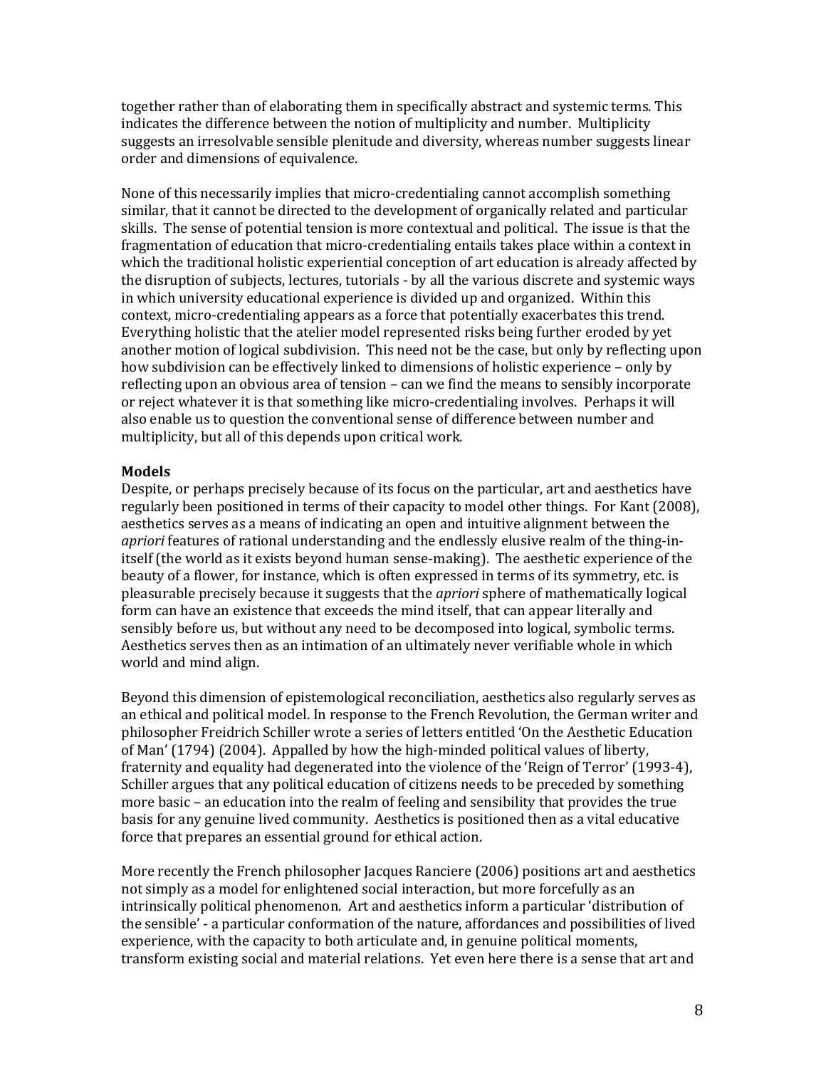together rather than of elaborating them in specifically abstract and systemic terms. This indicates the difference between the notion of multiplicity and number. Multiplicity suggests an irresolvable sensible plenitude and diversity, whereas number suggests linear order and dimensions of equivalence.

None of this necessarily implies that micro-credentialing cannot accomplish something similar, that it cannot be directed to the development of organically related and particular skills. The sense of potential tension is more contextual and political. The issue is that the fragmentation of education that micro-credentialing entails takes place within a context in which the traditional holistic experiential conception of art education is already affected by the disruption of subjects, lectures, tutorials - by all the various discrete and systemic ways in which university educational experience is divided up and organized. Within this context, micro-credentialing appears as a force that potentially exacerbates this trend. Everything holistic that the atelier model represented risks being further eroded by yet another motion of logical subdivision. This need not be the case, but only by reflecting upon how subdivision can be effectively linked to dimensions of holistic experience – only by reflecting upon an obvious area of tension – can we find the means to sensibly incorporate or reject whatever it is that something like micro-credentialing involves. Perhaps it will also enable us to question the conventional sense of difference between number and multiplicity, but all of this depends upon critical work.

**Models**

Despite, or perhaps precisely because of its focus on the particular, art and aesthetics have regularly been positioned in terms of their capacity to model other things. For Kant (2008), aesthetics serves as a means of indicating an open and intuitive alignment between the *apriori* features of rational understanding and the endlessly elusive realm of the thing-in-itself (the world as it exists beyond human sense-making). The aesthetic experience of the beauty of a flower, for instance, which is often expressed in terms of its symmetry, etc. is pleasurable precisely because it suggests that the *apriori* sphere of mathematically logical form can have an existence that exceeds the mind itself, that can appear literally and sensibly before us, but without any need to be decomposed into logical, symbolic terms. Aesthetics serves then as an intimation of an ultimately never verifiable whole in which world and mind align.

Beyond this dimension of epistemological reconciliation, aesthetics also regularly serves as an ethical and political model. In response to the French Revolution, the German writer and philosopher Freidrich Schiller wrote a series of letters entitled 'On the Aesthetic Education of Man' (1794) (2004). Appalled by how the high-minded political values of liberty, fraternity and equality had degenerated into the violence of the 'Reign of Terror' (1993-4), Schiller argues that any political education of citizens needs to be preceded by something more basic – an education into the realm of feeling and sensibility that provides the true basis for any genuine lived community. Aesthetics is positioned then as a vital educative force that prepares an essential ground for ethical action.

More recently the French philosopher Jacques Ranciere (2006) positions art and aesthetics not simply as a model for enlightened social interaction, but more forcefully as an intrinsically political phenomenon. Art and aesthetics inform a particular 'distribution of the sensible' - a particular conformation of the nature, affordances and possibilities of lived experience, with the capacity to both articulate and, in genuine political moments, transform existing social and material relations. Yet even here there is a sense that art and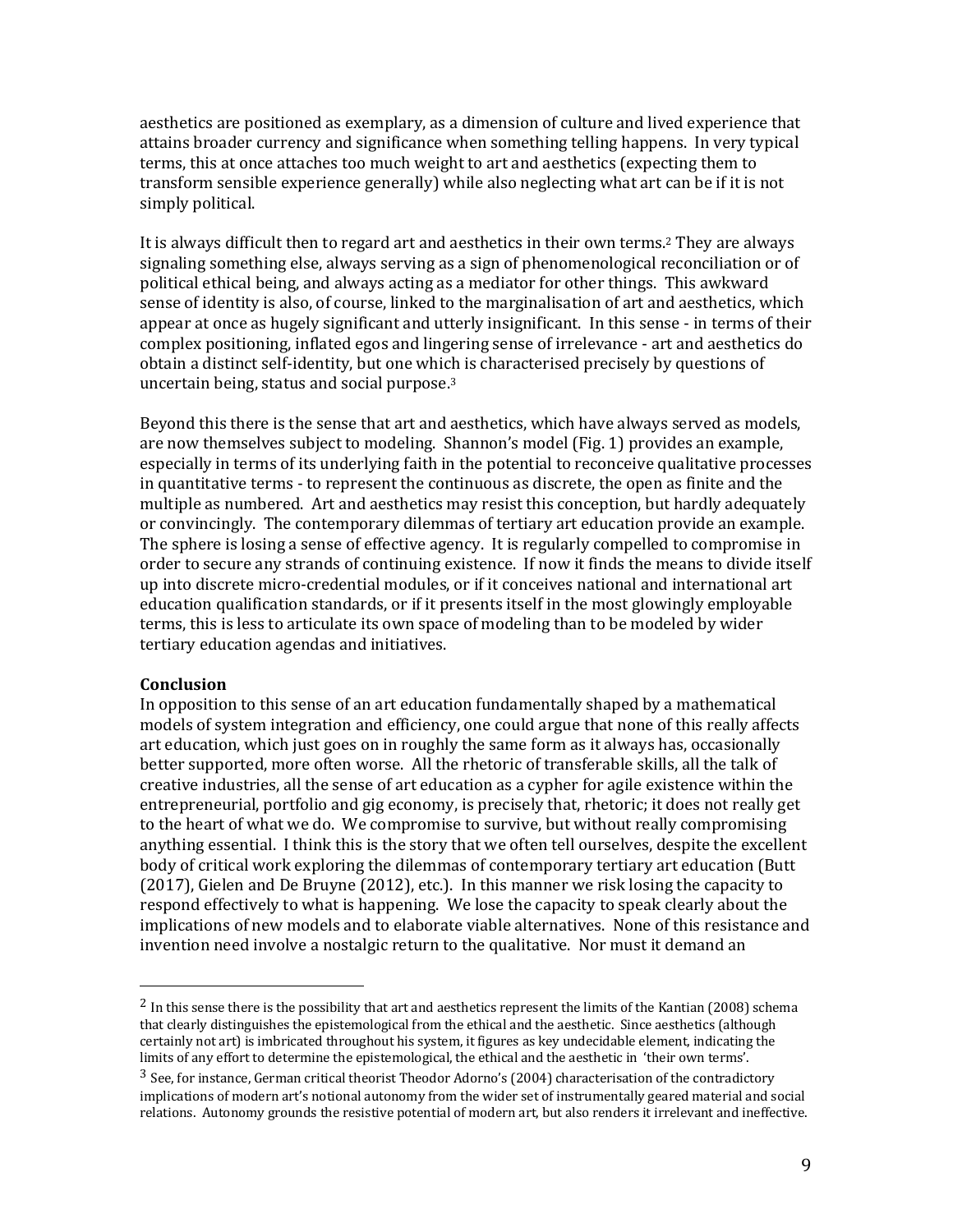aesthetics are positioned as exemplary, as a dimension of culture and lived experience that attains broader currency and significance when something telling happens. In very typical terms, this at once attaches too much weight to art and aesthetics (expecting them to transform sensible experience generally) while also neglecting what art can be if it is not simply political.

It is always difficult then to regard art and aesthetics in their own terms.[2] They are always signaling something else, always serving as a sign of phenomenological reconciliation or of political ethical being, and always acting as a mediator for other things. This awkward sense of identity is also, of course, linked to the marginalisation of art and aesthetics, which appear at once as hugely significant and utterly insignificant. In this sense - in terms of their complex positioning, inflated egos and lingering sense of irrelevance - art and aesthetics do obtain a distinct self-identity, but one which is characterised precisely by questions of uncertain being, status and social purpose.[3]

Beyond this there is the sense that art and aesthetics, which have always served as models, are now themselves subject to modeling. Shannon's model (Fig. 1) provides an example, especially in terms of its underlying faith in the potential to reconceive qualitative processes in quantitative terms - to represent the continuous as discrete, the open as finite and the multiple as numbered. Art and aesthetics may resist this conception, but hardly adequately or convincingly. The contemporary dilemmas of tertiary art education provide an example. The sphere is losing a sense of effective agency. It is regularly compelled to compromise in order to secure any strands of continuing existence. If now it finds the means to divide itself up into discrete micro-credential modules, or if it conceives national and international art education qualification standards, or if it presents itself in the most glowingly employable terms, this is less to articulate its own space of modeling than to be modeled by wider tertiary education agendas and initiatives.

**Conclusion**

In opposition to this sense of an art education fundamentally shaped by a mathematical models of system integration and efficiency, one could argue that none of this really affects art education, which just goes on in roughly the same form as it always has, occasionally better supported, more often worse. All the rhetoric of transferable skills, all the talk of creative industries, all the sense of art education as a cypher for agile existence within the entrepreneurial, portfolio and gig economy, is precisely that, rhetoric; it does not really get to the heart of what we do. We compromise to survive, but without really compromising anything essential. I think this is the story that we often tell ourselves, despite the excellent body of critical work exploring the dilemmas of contemporary tertiary art education (Butt (2017), Gielen and De Bruyne (2012), etc.). In this manner we risk losing the capacity to respond effectively to what is happening. We lose the capacity to speak clearly about the implications of new models and to elaborate viable alternatives. None of this resistance and invention need involve a nostalgic return to the qualitative. Nor must it demand an

---

[2] In this sense there is the possibility that art and aesthetics represent the limits of the Kantian (2008) schema that clearly distinguishes the epistemological from the ethical and the aesthetic. Since aesthetics (although certainly not art) is imbricated throughout his system, it figures as key undecidable element, indicating the limits of any effort to determine the epistemological, the ethical and the aesthetic in 'their own terms'.

[3] See, for instance, German critical theorist Theodor Adorno's (2004) characterisation of the contradictory implications of modern art's notional autonomy from the wider set of instrumentally geared material and social relations. Autonomy grounds the resistive potential of modern art, but also renders it irrelevant and ineffective.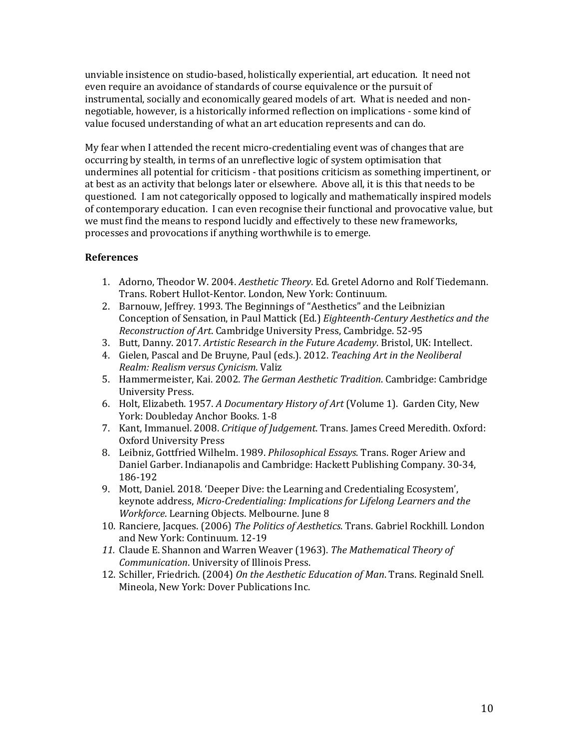unviable insistence on studio-based, holistically experiential, art education. It need not even require an avoidance of standards of course equivalence or the pursuit of instrumental, socially and economically geared models of art. What is needed and non-negotiable, however, is a historically informed reflection on implications - some kind of value focused understanding of what an art education represents and can do.

My fear when I attended the recent micro-credentialing event was of changes that are occurring by stealth, in terms of an unreflective logic of system optimisation that undermines all potential for criticism - that positions criticism as something impertinent, or at best as an activity that belongs later or elsewhere. Above all, it is this that needs to be questioned. I am not categorically opposed to logically and mathematically inspired models of contemporary education. I can even recognise their functional and provocative value, but we must find the means to respond lucidly and effectively to these new frameworks, processes and provocations if anything worthwhile is to emerge.

### References

1. Adorno, Theodor W. 2004. *Aesthetic Theory*. Ed. Gretel Adorno and Rolf Tiedemann. Trans. Robert Hullot-Kentor. London, New York: Continuum.
2. Barnouw, Jeffrey. 1993. The Beginnings of "Aesthetics" and the Leibnizian Conception of Sensation, in Paul Mattick (Ed.) *Eighteenth-Century Aesthetics and the Reconstruction of Art*. Cambridge University Press, Cambridge. 52-95
3. Butt, Danny. 2017. *Artistic Research in the Future Academy*. Bristol, UK: Intellect.
4. Gielen, Pascal and De Bruyne, Paul (eds.). 2012. *Teaching Art in the Neoliberal Realm: Realism versus Cynicism*. Valiz
5. Hammermeister, Kai. 2002. *The German Aesthetic Tradition*. Cambridge: Cambridge University Press.
6. Holt, Elizabeth. 1957. *A Documentary History of Art* (Volume 1). Garden City, New York: Doubleday Anchor Books. 1-8
7. Kant, Immanuel. 2008. *Critique of Judgement*. Trans. James Creed Meredith. Oxford: Oxford University Press
8. Leibniz, Gottfried Wilhelm. 1989. *Philosophical Essays*. Trans. Roger Ariew and Daniel Garber. Indianapolis and Cambridge: Hackett Publishing Company. 30-34, 186-192
9. Mott, Daniel. 2018. 'Deeper Dive: the Learning and Credentialing Ecosystem', keynote address, *Micro-Credentialing: Implications for Lifelong Learners and the Workforce*. Learning Objects. Melbourne. June 8
10. Ranciere, Jacques. (2006) *The Politics of Aesthetics*. Trans. Gabriel Rockhill. London and New York: Continuum. 12-19
11. Claude E. Shannon and Warren Weaver (1963). *The Mathematical Theory of Communication*. University of Illinois Press.
12. Schiller, Friedrich. (2004) *On the Aesthetic Education of Man*. Trans. Reginald Snell. Mineola, New York: Dover Publications Inc.